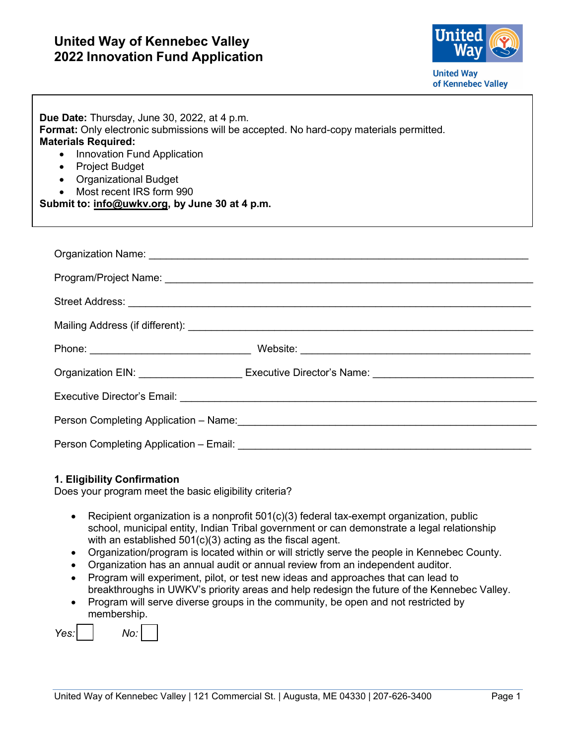# United Way of Kennebec Valley
# 2022 Innovation Fund Application

**Due Date:** Thursday, June 30, 2022, at 4 p.m.
**Format:** Only electronic submissions will be accepted. No hard-copy materials permitted.
**Materials Required:**

- Innovation Fund Application
- Project Budget
- Organizational Budget
- Most recent IRS form 990

**Submit to: info@uwkv.org, by June 30 at 4 p.m.**

Organization Name: ______________________________________________

Program/Project Name: ______________________________________________

Street Address: ______________________________________________

Mailing Address (if different): ______________________________________________

Phone: ____________________________ Website: ________________________________

Organization EIN: __________________ Executive Director's Name: ____________________________

Executive Director's Email: ______________________________________________

Person Completing Application – Name: ______________________________________________

Person Completing Application – Email: ______________________________________________

### 1. Eligibility Confirmation

Does your program meet the basic eligibility criteria?

- Recipient organization is a nonprofit 501(c)(3) federal tax-exempt organization, public school, municipal entity, Indian Tribal government or can demonstrate a legal relationship with an established 501(c)(3) acting as the fiscal agent.
- Organization/program is located within or will strictly serve the people in Kennebec County.
- Organization has an annual audit or annual review from an independent auditor.
- Program will experiment, pilot, or test new ideas and approaches that can lead to breakthroughs in UWKV's priority areas and help redesign the future of the Kennebec Valley.
- Program will serve diverse groups in the community, be open and not restricted by membership.

*Yes:* ☐ *No:* ☐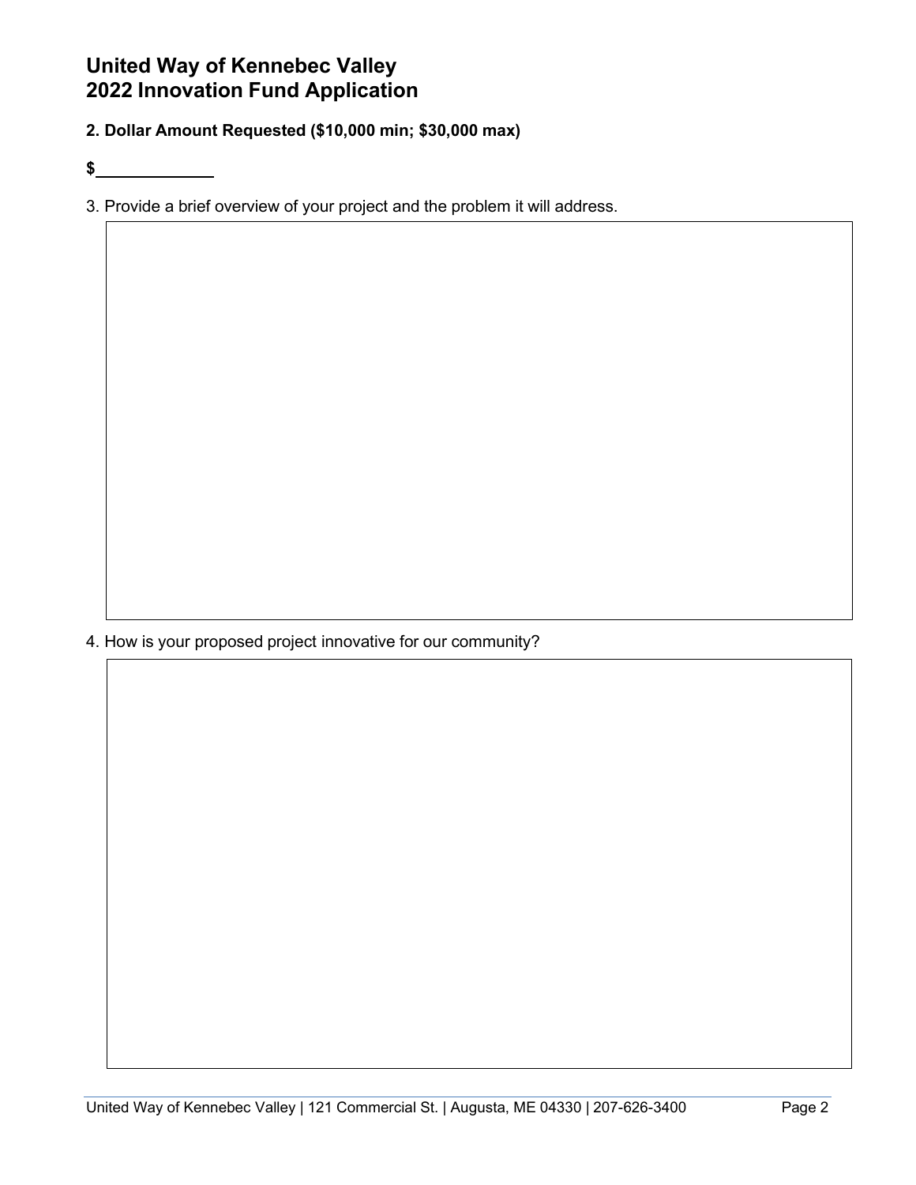# United Way of Kennebec Valley
# 2022 Innovation Fund Application

**2. Dollar Amount Requested ($10,000 min; $30,000 max)**

**$**\_\_\_\_\_\_\_\_\_\_\_\_\_

3. Provide a brief overview of your project and the problem it will address.

4. How is your proposed project innovative for our community?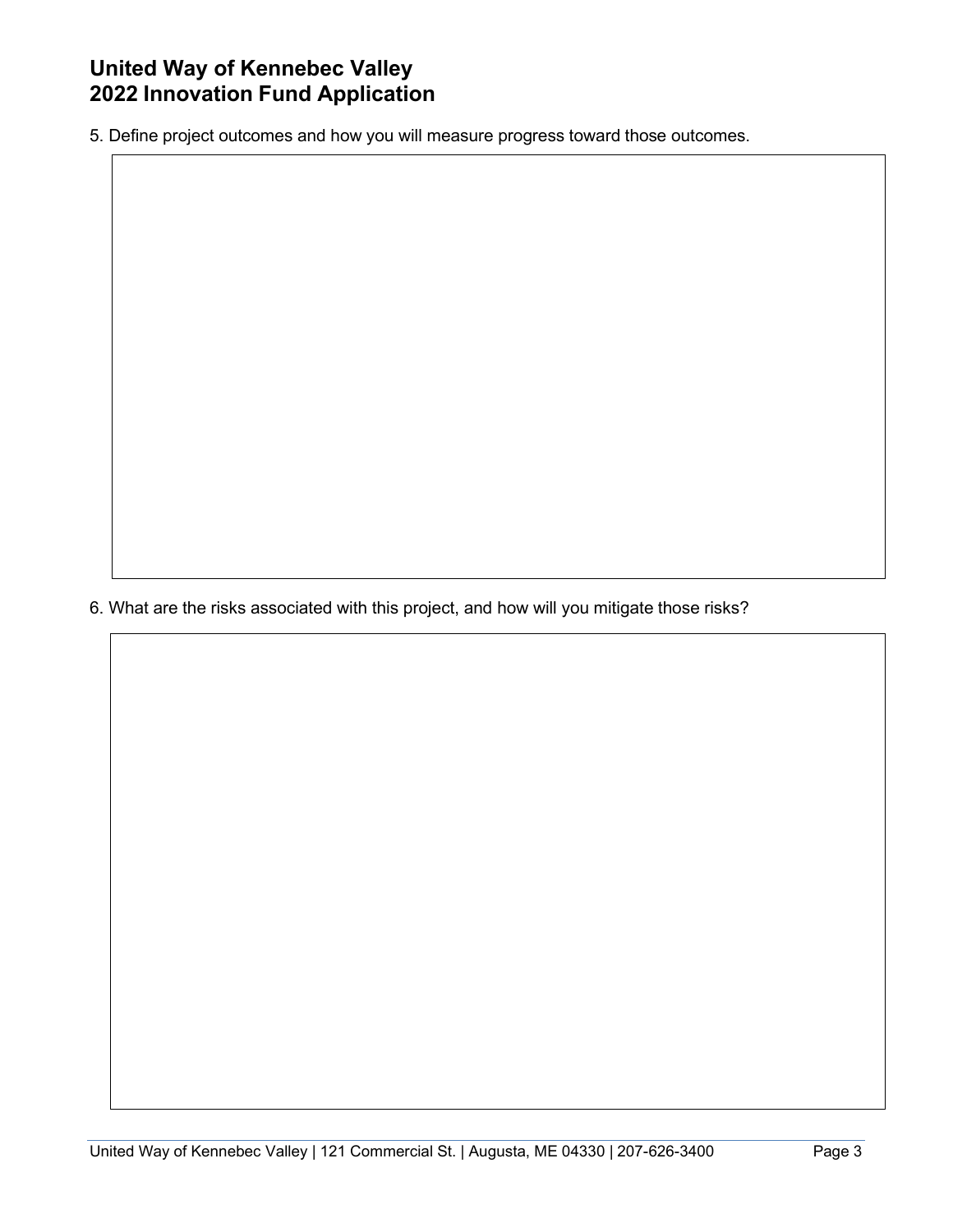# United Way of Kennebec Valley
# 2022 Innovation Fund Application

5. Define project outcomes and how you will measure progress toward those outcomes.

6. What are the risks associated with this project, and how will you mitigate those risks?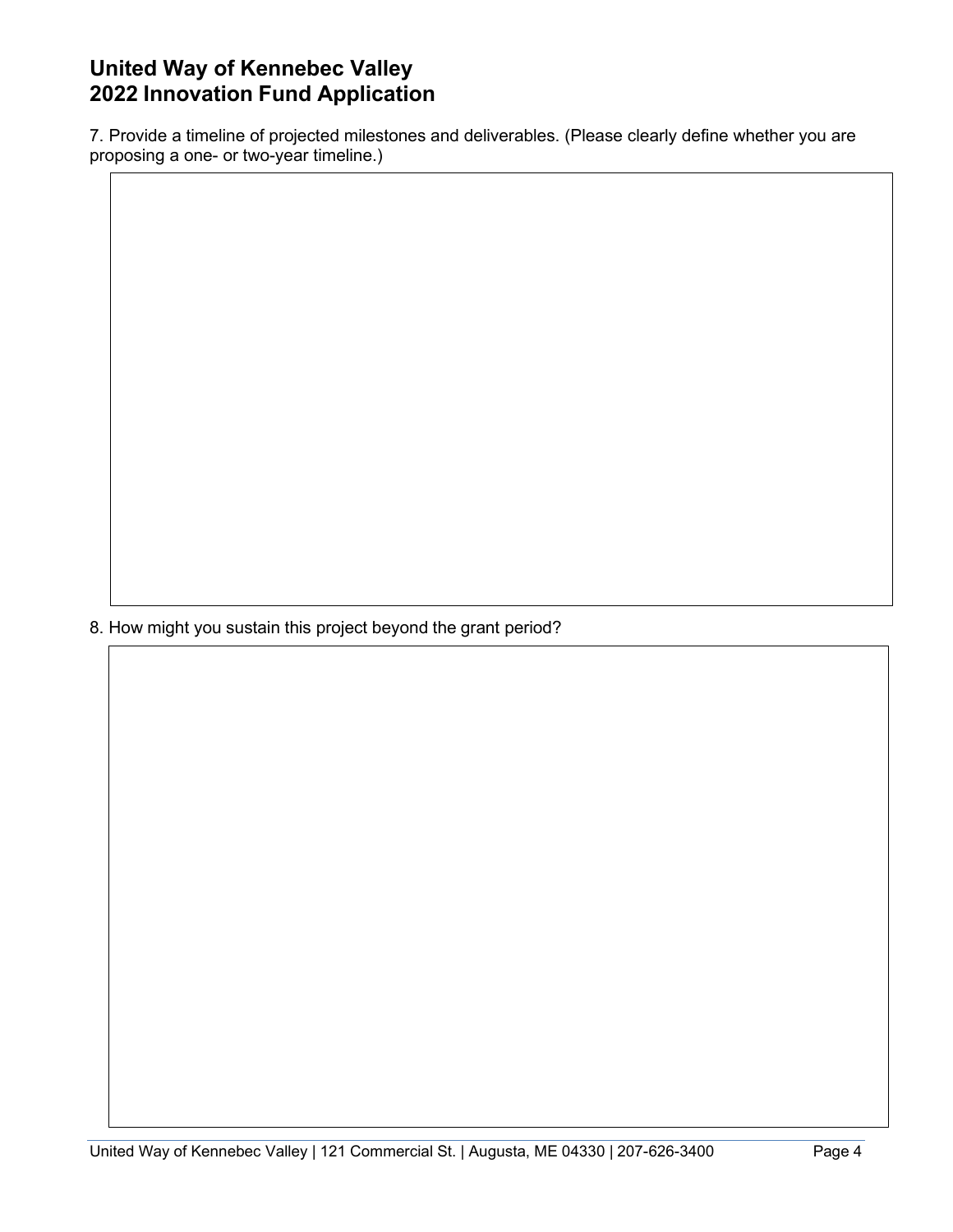# United Way of Kennebec Valley
# 2022 Innovation Fund Application

7. Provide a timeline of projected milestones and deliverables. (Please clearly define whether you are proposing a one- or two-year timeline.)

8. How might you sustain this project beyond the grant period?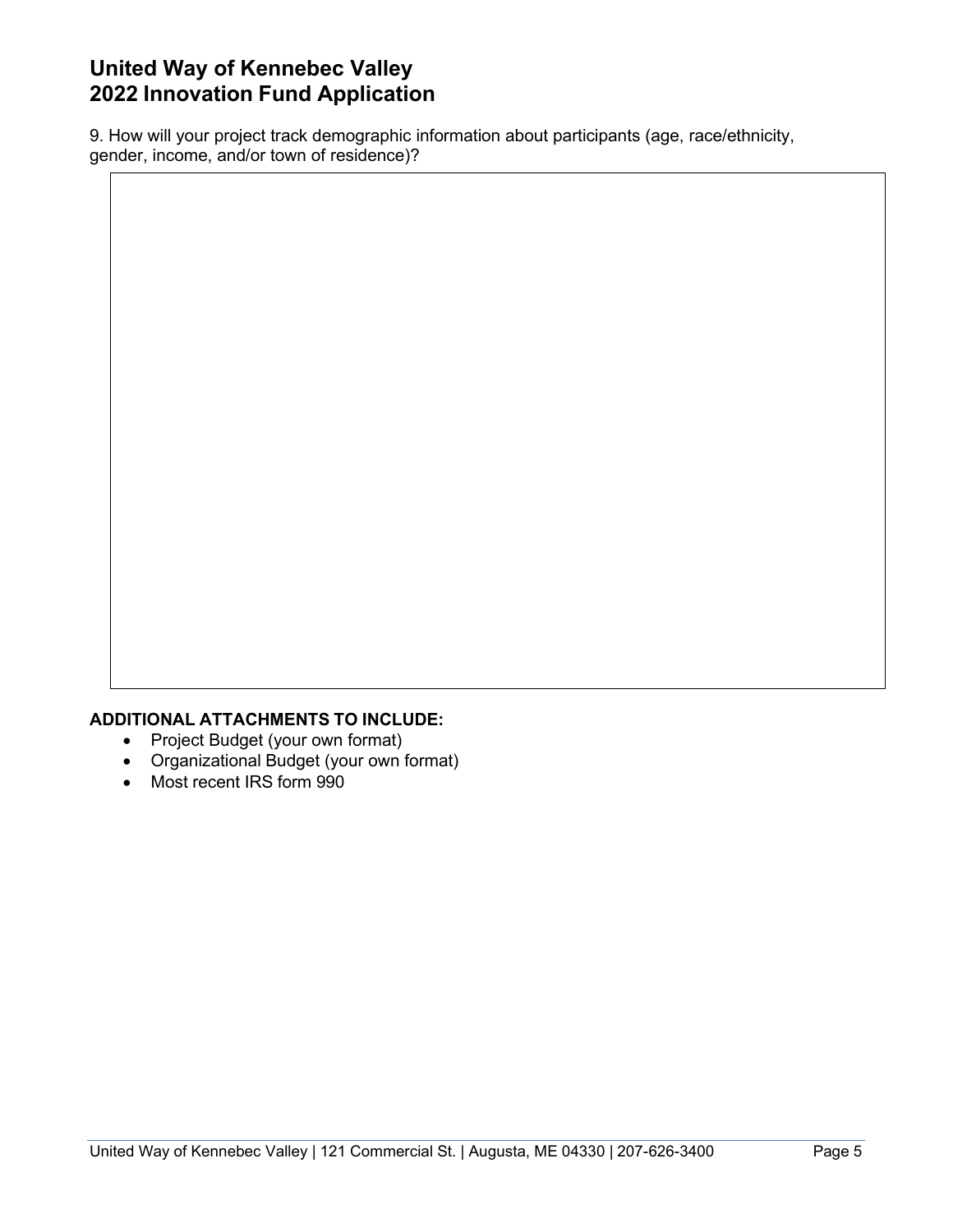# United Way of Kennebec Valley
# 2022 Innovation Fund Application

9. How will your project track demographic information about participants (age, race/ethnicity, gender, income, and/or town of residence)?

**ADDITIONAL ATTACHMENTS TO INCLUDE:**

- Project Budget (your own format)
- Organizational Budget (your own format)
- Most recent IRS form 990